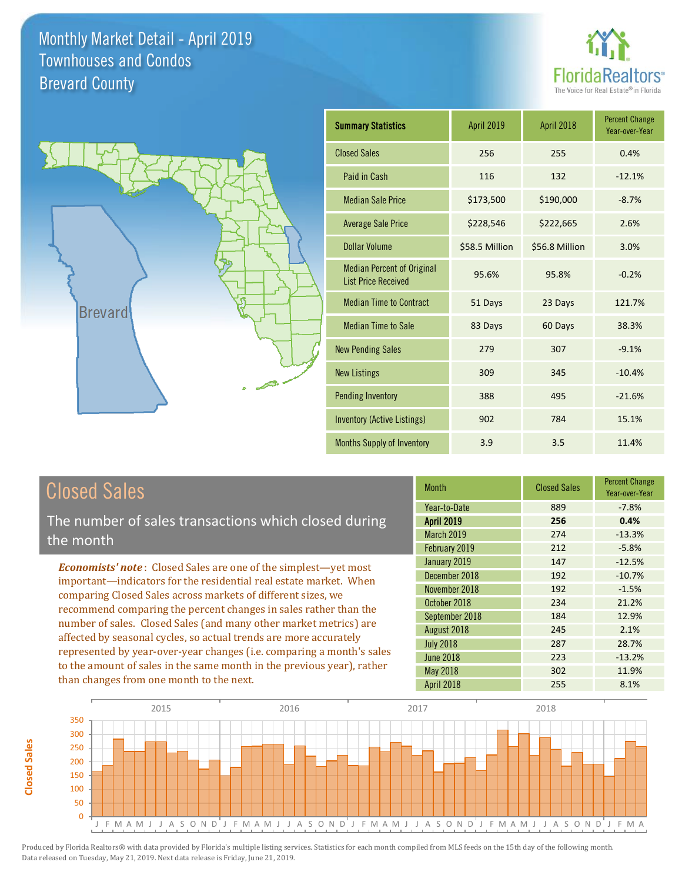# Monthly Market Detail - April 2019
## Townhouses and Condos
## Brevard County

FloridaRealtors® The Voice for Real Estate® in Florida

| Summary Statistics | April 2019 | April 2018 | Percent Change Year-over-Year |
|---|---|---|---|
| Closed Sales | 256 | 255 | 0.4% |
| Paid in Cash | 116 | 132 | -12.1% |
| Median Sale Price | $173,500 | $190,000 | -8.7% |
| Average Sale Price | $228,546 | $222,665 | 2.6% |
| Dollar Volume | $58.5 Million | $56.8 Million | 3.0% |
| Median Percent of Original List Price Received | 95.6% | 95.8% | -0.2% |
| Median Time to Contract | 51 Days | 23 Days | 121.7% |
| Median Time to Sale | 83 Days | 60 Days | 38.3% |
| New Pending Sales | 279 | 307 | -9.1% |
| New Listings | 309 | 345 | -10.4% |
| Pending Inventory | 388 | 495 | -21.6% |
| Inventory (Active Listings) | 902 | 784 | 15.1% |
| Months Supply of Inventory | 3.9 | 3.5 | 11.4% |

## Closed Sales

The number of sales transactions which closed during the month

*Economists' note*: Closed Sales are one of the simplest—yet most important—indicators for the residential real estate market. When comparing Closed Sales across markets of different sizes, we recommend comparing the percent changes in sales rather than the number of sales. Closed Sales (and many other market metrics) are affected by seasonal cycles, so actual trends are more accurately represented by year-over-year changes (i.e. comparing a month's sales to the amount of sales in the same month in the previous year), rather than changes from one month to the next.

| Month | Closed Sales | Percent Change Year-over-Year |
|---|---|---|
| Year-to-Date | 889 | -7.8% |
| **April 2019** | **256** | **0.4%** |
| March 2019 | 274 | -13.3% |
| February 2019 | 212 | -5.8% |
| January 2019 | 147 | -12.5% |
| December 2018 | 192 | -10.7% |
| November 2018 | 192 | -1.5% |
| October 2018 | 234 | 21.2% |
| September 2018 | 184 | 12.9% |
| August 2018 | 245 | 2.1% |
| July 2018 | 287 | 28.7% |
| June 2018 | 223 | -13.2% |
| May 2018 | 302 | 11.9% |
| April 2018 | 255 | 8.1% |

Produced by Florida Realtors® with data provided by Florida's multiple listing services. Statistics for each month compiled from MLS feeds on the 15th day of the following month. Data released on Tuesday, May 21, 2019. Next data release is Friday, June 21, 2019.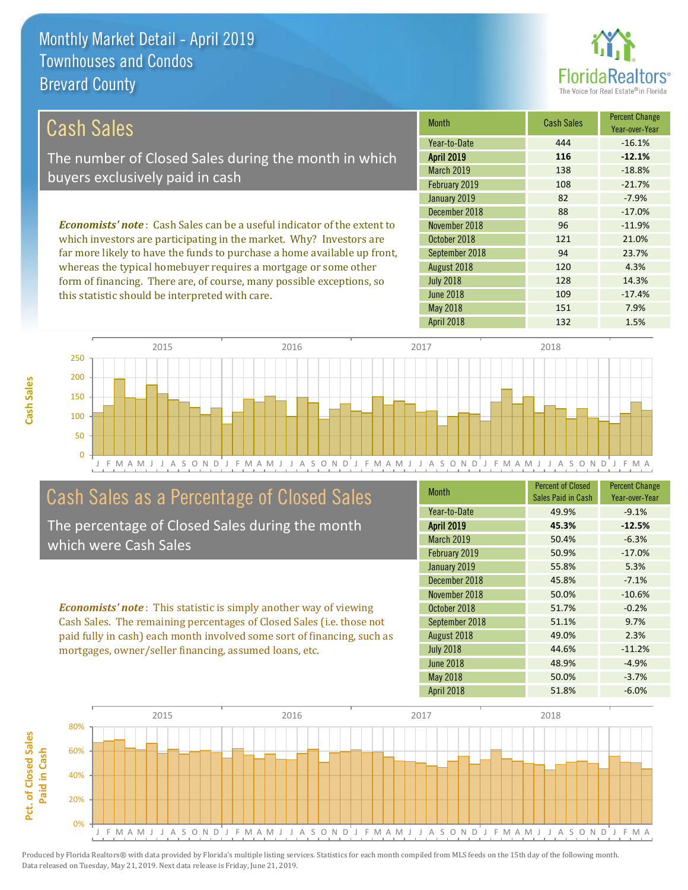# Monthly Market Detail - April 2019
## Townhouses and Condos
## Brevard County

## Cash Sales

The number of Closed Sales during the month in which buyers exclusively paid in cash

*Economists' note*: Cash Sales can be a useful indicator of the extent to which investors are participating in the market. Why? Investors are far more likely to have the funds to purchase a home available up front, whereas the typical homebuyer requires a mortgage or some other form of financing. There are, of course, many possible exceptions, so this statistic should be interpreted with care.

| Month | Cash Sales | Percent Change Year-over-Year |
|---|---|---|
| Year-to-Date | 444 | -16.1% |
| **April 2019** | **116** | **-12.1%** |
| March 2019 | 138 | -18.8% |
| February 2019 | 108 | -21.7% |
| January 2019 | 82 | -7.9% |
| December 2018 | 88 | -17.0% |
| November 2018 | 96 | -11.9% |
| October 2018 | 121 | 21.0% |
| September 2018 | 94 | 23.7% |
| August 2018 | 120 | 4.3% |
| July 2018 | 128 | 14.3% |
| June 2018 | 109 | -17.4% |
| May 2018 | 151 | 7.9% |
| April 2018 | 132 | 1.5% |

## Cash Sales as a Percentage of Closed Sales

The percentage of Closed Sales during the month which were Cash Sales

*Economists' note*: This statistic is simply another way of viewing Cash Sales. The remaining percentages of Closed Sales (i.e. those not paid fully in cash) each month involved some sort of financing, such as mortgages, owner/seller financing, assumed loans, etc.

| Month | Percent of Closed Sales Paid in Cash | Percent Change Year-over-Year |
|---|---|---|
| Year-to-Date | 49.9% | -9.1% |
| **April 2019** | **45.3%** | **-12.5%** |
| March 2019 | 50.4% | -6.3% |
| February 2019 | 50.9% | -17.0% |
| January 2019 | 55.8% | 5.3% |
| December 2018 | 45.8% | -7.1% |
| November 2018 | 50.0% | -10.6% |
| October 2018 | 51.7% | -0.2% |
| September 2018 | 51.1% | 9.7% |
| August 2018 | 49.0% | 2.3% |
| July 2018 | 44.6% | -11.2% |
| June 2018 | 48.9% | -4.9% |
| May 2018 | 50.0% | -3.7% |
| April 2018 | 51.8% | -6.0% |

Produced by Florida Realtors® with data provided by Florida's multiple listing services. Statistics for each month compiled from MLS feeds on the 15th day of the following month. Data released on Tuesday, May 21, 2019. Next data release is Friday, June 21, 2019.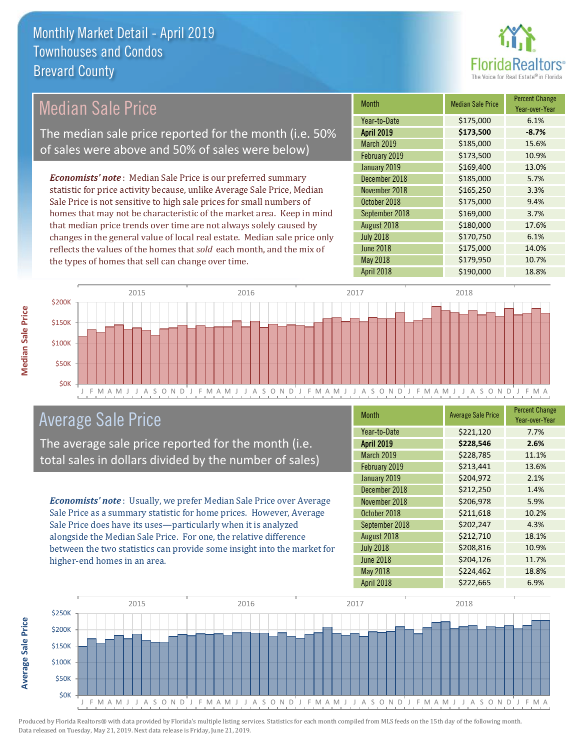# Monthly Market Detail - April 2019
## Townhouses and Condos
## Brevard County

## Median Sale Price

The median sale price reported for the month (i.e. 50% of sales were above and 50% of sales were below)

***Economists' note***: Median Sale Price is our preferred summary statistic for price activity because, unlike Average Sale Price, Median Sale Price is not sensitive to high sale prices for small numbers of homes that may not be characteristic of the market area. Keep in mind that median price trends over time are not always solely caused by changes in the general value of local real estate. Median sale price only reflects the values of the homes that *sold* each month, and the mix of the types of homes that sell can change over time.

| Month | Median Sale Price | Percent Change Year-over-Year |
|---|---|---|
| Year-to-Date | $175,000 | 6.1% |
| **April 2019** | **$173,500** | **-8.7%** |
| March 2019 | $185,000 | 15.6% |
| February 2019 | $173,500 | 10.9% |
| January 2019 | $169,400 | 13.0% |
| December 2018 | $185,000 | 5.7% |
| November 2018 | $165,250 | 3.3% |
| October 2018 | $175,000 | 9.4% |
| September 2018 | $169,000 | 3.7% |
| August 2018 | $180,000 | 17.6% |
| July 2018 | $170,750 | 6.1% |
| June 2018 | $175,000 | 14.0% |
| May 2018 | $179,950 | 10.7% |
| April 2018 | $190,000 | 18.8% |

## Average Sale Price

The average sale price reported for the month (i.e. total sales in dollars divided by the number of sales)

***Economists' note***: Usually, we prefer Median Sale Price over Average Sale Price as a summary statistic for home prices. However, Average Sale Price does have its uses—particularly when it is analyzed alongside the Median Sale Price. For one, the relative difference between the two statistics can provide some insight into the market for higher-end homes in an area.

| Month | Average Sale Price | Percent Change Year-over-Year |
|---|---|---|
| Year-to-Date | $221,120 | 7.7% |
| **April 2019** | **$228,546** | **2.6%** |
| March 2019 | $228,785 | 11.1% |
| February 2019 | $213,441 | 13.6% |
| January 2019 | $204,972 | 2.1% |
| December 2018 | $212,250 | 1.4% |
| November 2018 | $206,978 | 5.9% |
| October 2018 | $211,618 | 10.2% |
| September 2018 | $202,247 | 4.3% |
| August 2018 | $212,710 | 18.1% |
| July 2018 | $208,816 | 10.9% |
| June 2018 | $204,126 | 11.7% |
| May 2018 | $224,462 | 18.8% |
| April 2018 | $222,665 | 6.9% |

Produced by Florida Realtors® with data provided by Florida's multiple listing services. Statistics for each month compiled from MLS feeds on the 15th day of the following month. Data released on Tuesday, May 21, 2019. Next data release is Friday, June 21, 2019.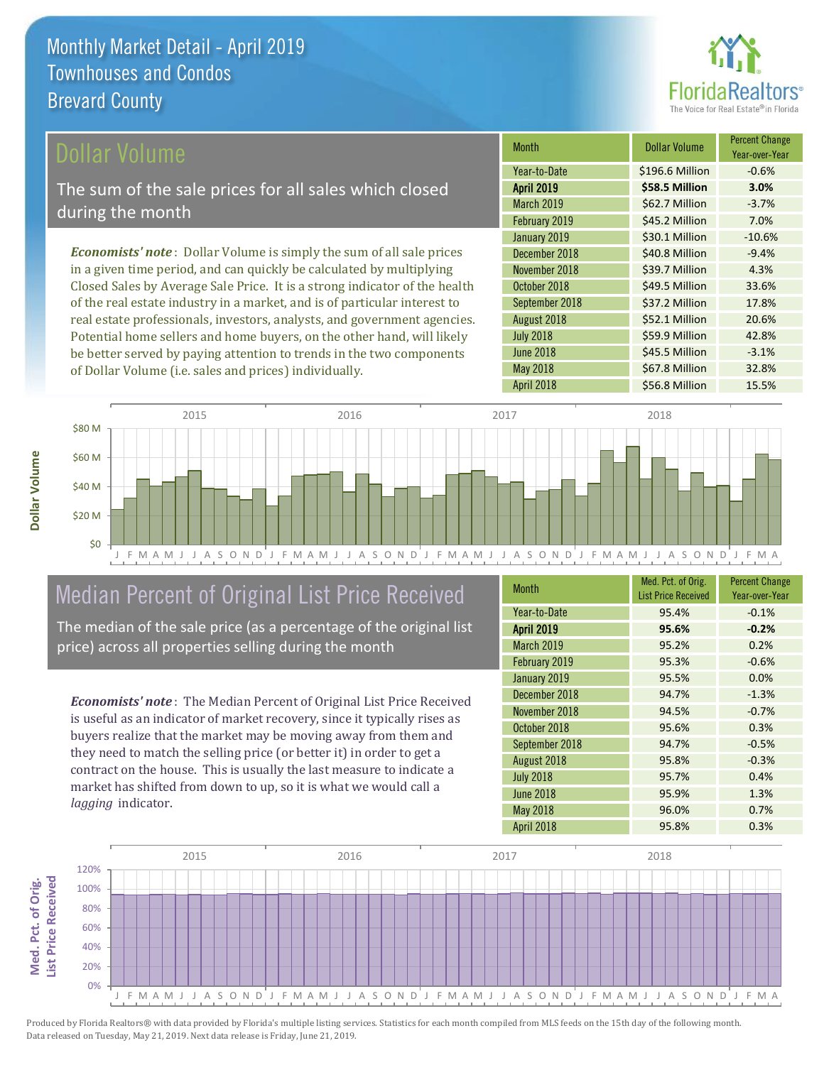# Monthly Market Detail - April 2019
## Townhouses and Condos
## Brevard County

## Dollar Volume

The sum of the sale prices for all sales which closed during the month

*Economists' note*: Dollar Volume is simply the sum of all sale prices in a given time period, and can quickly be calculated by multiplying Closed Sales by Average Sale Price. It is a strong indicator of the health of the real estate industry in a market, and is of particular interest to real estate professionals, investors, analysts, and government agencies. Potential home sellers and home buyers, on the other hand, will likely be better served by paying attention to trends in the two components of Dollar Volume (i.e. sales and prices) individually.

| Month | Dollar Volume | Percent Change Year-over-Year |
|---|---|---|
| Year-to-Date | $196.6 Million | -0.6% |
| **April 2019** | **$58.5 Million** | **3.0%** |
| March 2019 | $62.7 Million | -3.7% |
| February 2019 | $45.2 Million | 7.0% |
| January 2019 | $30.1 Million | -10.6% |
| December 2018 | $40.8 Million | -9.4% |
| November 2018 | $39.7 Million | 4.3% |
| October 2018 | $49.5 Million | 33.6% |
| September 2018 | $37.2 Million | 17.8% |
| August 2018 | $52.1 Million | 20.6% |
| July 2018 | $59.9 Million | 42.8% |
| June 2018 | $45.5 Million | -3.1% |
| May 2018 | $67.8 Million | 32.8% |
| April 2018 | $56.8 Million | 15.5% |

## Median Percent of Original List Price Received

The median of the sale price (as a percentage of the original list price) across all properties selling during the month

*Economists' note*: The Median Percent of Original List Price Received is useful as an indicator of market recovery, since it typically rises as buyers realize that the market may be moving away from them and they need to match the selling price (or better it) in order to get a contract on the house. This is usually the last measure to indicate a market has shifted from down to up, so it is what we would call a *lagging* indicator.

| Month | Med. Pct. of Orig. List Price Received | Percent Change Year-over-Year |
|---|---|---|
| Year-to-Date | 95.4% | -0.1% |
| **April 2019** | **95.6%** | **-0.2%** |
| March 2019 | 95.2% | 0.2% |
| February 2019 | 95.3% | -0.6% |
| January 2019 | 95.5% | 0.0% |
| December 2018 | 94.7% | -1.3% |
| November 2018 | 94.5% | -0.7% |
| October 2018 | 95.6% | 0.3% |
| September 2018 | 94.7% | -0.5% |
| August 2018 | 95.8% | -0.3% |
| July 2018 | 95.7% | 0.4% |
| June 2018 | 95.9% | 1.3% |
| May 2018 | 96.0% | 0.7% |
| April 2018 | 95.8% | 0.3% |

Produced by Florida Realtors® with data provided by Florida's multiple listing services. Statistics for each month compiled from MLS feeds on the 15th day of the following month. Data released on Tuesday, May 21, 2019. Next data release is Friday, June 21, 2019.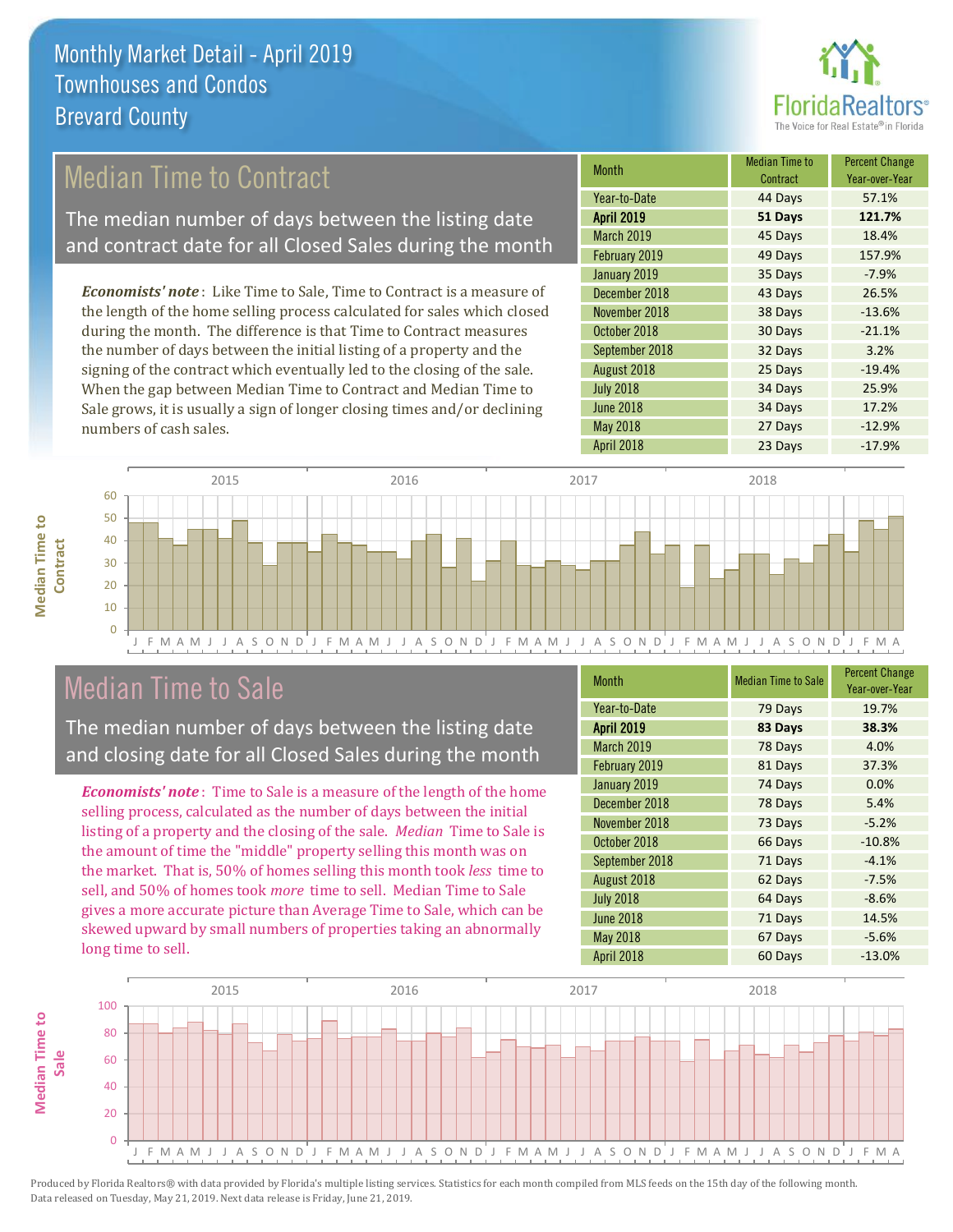# Monthly Market Detail - April 2019
## Townhouses and Condos
## Brevard County

## Median Time to Contract

The median number of days between the listing date and contract date for all Closed Sales during the month

***Economists' note***: Like Time to Sale, Time to Contract is a measure of the length of the home selling process calculated for sales which closed during the month. The difference is that Time to Contract measures the number of days between the initial listing of a property and the signing of the contract which eventually led to the closing of the sale. When the gap between Median Time to Contract and Median Time to Sale grows, it is usually a sign of longer closing times and/or declining numbers of cash sales.

| Month | Median Time to Contract | Percent Change Year-over-Year |
|---|---|---|
| Year-to-Date | 44 Days | 57.1% |
| **April 2019** | **51 Days** | **121.7%** |
| March 2019 | 45 Days | 18.4% |
| February 2019 | 49 Days | 157.9% |
| January 2019 | 35 Days | -7.9% |
| December 2018 | 43 Days | 26.5% |
| November 2018 | 38 Days | -13.6% |
| October 2018 | 30 Days | -21.1% |
| September 2018 | 32 Days | 3.2% |
| August 2018 | 25 Days | -19.4% |
| July 2018 | 34 Days | 25.9% |
| June 2018 | 34 Days | 17.2% |
| May 2018 | 27 Days | -12.9% |
| April 2018 | 23 Days | -17.9% |

## Median Time to Sale

The median number of days between the listing date and closing date for all Closed Sales during the month

***Economists' note***: Time to Sale is a measure of the length of the home selling process, calculated as the number of days between the initial listing of a property and the closing of the sale. *Median* Time to Sale is the amount of time the "middle" property selling this month was on the market. That is, 50% of homes selling this month took *less* time to sell, and 50% of homes took *more* time to sell. Median Time to Sale gives a more accurate picture than Average Time to Sale, which can be skewed upward by small numbers of properties taking an abnormally long time to sell.

| Month | Median Time to Sale | Percent Change Year-over-Year |
|---|---|---|
| Year-to-Date | 79 Days | 19.7% |
| **April 2019** | **83 Days** | **38.3%** |
| March 2019 | 78 Days | 4.0% |
| February 2019 | 81 Days | 37.3% |
| January 2019 | 74 Days | 0.0% |
| December 2018 | 78 Days | 5.4% |
| November 2018 | 73 Days | -5.2% |
| October 2018 | 66 Days | -10.8% |
| September 2018 | 71 Days | -4.1% |
| August 2018 | 62 Days | -7.5% |
| July 2018 | 64 Days | -8.6% |
| June 2018 | 71 Days | 14.5% |
| May 2018 | 67 Days | -5.6% |
| April 2018 | 60 Days | -13.0% |

Produced by Florida Realtors® with data provided by Florida's multiple listing services. Statistics for each month compiled from MLS feeds on the 15th day of the following month. Data released on Tuesday, May 21, 2019. Next data release is Friday, June 21, 2019.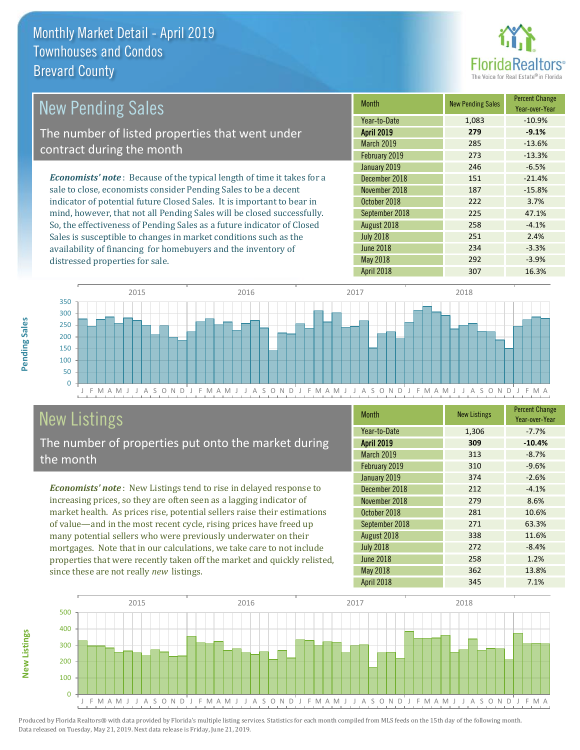# Monthly Market Detail - April 2019
## Townhouses and Condos
## Brevard County

## New Pending Sales

The number of listed properties that went under contract during the month

*Economists' note*: Because of the typical length of time it takes for a sale to close, economists consider Pending Sales to be a decent indicator of potential future Closed Sales. It is important to bear in mind, however, that not all Pending Sales will be closed successfully. So, the effectiveness of Pending Sales as a future indicator of Closed Sales is susceptible to changes in market conditions such as the availability of financing for homebuyers and the inventory of distressed properties for sale.

| Month | New Pending Sales | Percent Change Year-over-Year |
|---|---|---|
| Year-to-Date | 1,083 | -10.9% |
| **April 2019** | **279** | **-9.1%** |
| March 2019 | 285 | -13.6% |
| February 2019 | 273 | -13.3% |
| January 2019 | 246 | -6.5% |
| December 2018 | 151 | -21.4% |
| November 2018 | 187 | -15.8% |
| October 2018 | 222 | 3.7% |
| September 2018 | 225 | 47.1% |
| August 2018 | 258 | -4.1% |
| July 2018 | 251 | 2.4% |
| June 2018 | 234 | -3.3% |
| May 2018 | 292 | -3.9% |
| April 2018 | 307 | 16.3% |

## New Listings

The number of properties put onto the market during the month

*Economists' note*: New Listings tend to rise in delayed response to increasing prices, so they are often seen as a lagging indicator of market health. As prices rise, potential sellers raise their estimations of value—and in the most recent cycle, rising prices have freed up many potential sellers who were previously underwater on their mortgages. Note that in our calculations, we take care to not include properties that were recently taken off the market and quickly relisted, since these are not really *new* listings.

| Month | New Listings | Percent Change Year-over-Year |
|---|---|---|
| Year-to-Date | 1,306 | -7.7% |
| **April 2019** | **309** | **-10.4%** |
| March 2019 | 313 | -8.7% |
| February 2019 | 310 | -9.6% |
| January 2019 | 374 | -2.6% |
| December 2018 | 212 | -4.1% |
| November 2018 | 279 | 8.6% |
| October 2018 | 281 | 10.6% |
| September 2018 | 271 | 63.3% |
| August 2018 | 338 | 11.6% |
| July 2018 | 272 | -8.4% |
| June 2018 | 258 | 1.2% |
| May 2018 | 362 | 13.8% |
| April 2018 | 345 | 7.1% |

Produced by Florida Realtors® with data provided by Florida's multiple listing services. Statistics for each month compiled from MLS feeds on the 15th day of the following month. Data released on Tuesday, May 21, 2019. Next data release is Friday, June 21, 2019.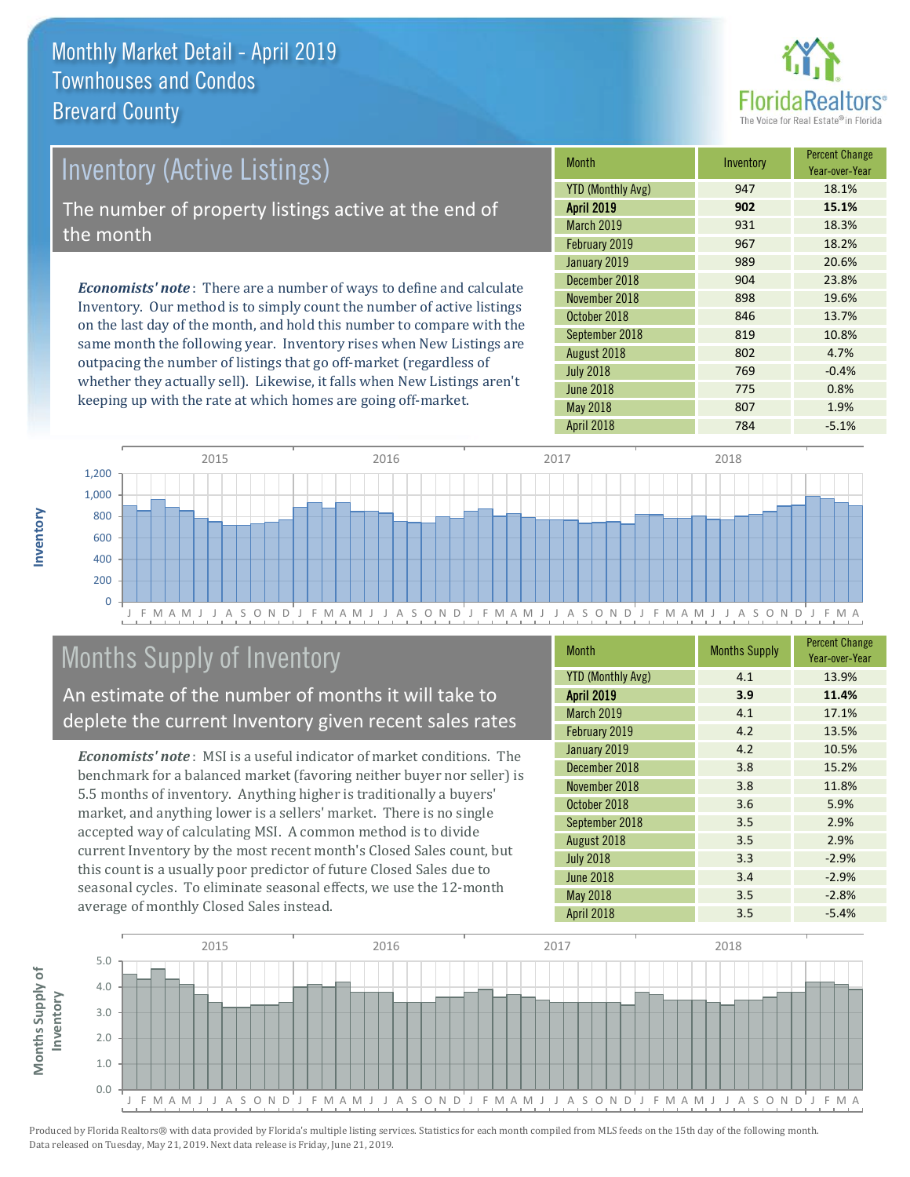# Monthly Market Detail - April 2019
## Townhouses and Condos
## Brevard County

## Inventory (Active Listings)

The number of property listings active at the end of the month

***Economists' note***: There are a number of ways to define and calculate Inventory. Our method is to simply count the number of active listings on the last day of the month, and hold this number to compare with the same month the following year. Inventory rises when New Listings are outpacing the number of listings that go off-market (regardless of whether they actually sell). Likewise, it falls when New Listings aren't keeping up with the rate at which homes are going off-market.

| Month | Inventory | Percent Change Year-over-Year |
|---|---|---|
| YTD (Monthly Avg) | 947 | 18.1% |
| **April 2019** | **902** | **15.1%** |
| March 2019 | 931 | 18.3% |
| February 2019 | 967 | 18.2% |
| January 2019 | 989 | 20.6% |
| December 2018 | 904 | 23.8% |
| November 2018 | 898 | 19.6% |
| October 2018 | 846 | 13.7% |
| September 2018 | 819 | 10.8% |
| August 2018 | 802 | 4.7% |
| July 2018 | 769 | -0.4% |
| June 2018 | 775 | 0.8% |
| May 2018 | 807 | 1.9% |
| April 2018 | 784 | -5.1% |

## Months Supply of Inventory

An estimate of the number of months it will take to deplete the current Inventory given recent sales rates

***Economists' note***: MSI is a useful indicator of market conditions. The benchmark for a balanced market (favoring neither buyer nor seller) is 5.5 months of inventory. Anything higher is traditionally a buyers' market, and anything lower is a sellers' market. There is no single accepted way of calculating MSI. A common method is to divide current Inventory by the most recent month's Closed Sales count, but this count is a usually poor predictor of future Closed Sales due to seasonal cycles. To eliminate seasonal effects, we use the 12-month average of monthly Closed Sales instead.

| Month | Months Supply | Percent Change Year-over-Year |
|---|---|---|
| YTD (Monthly Avg) | 4.1 | 13.9% |
| **April 2019** | **3.9** | **11.4%** |
| March 2019 | 4.1 | 17.1% |
| February 2019 | 4.2 | 13.5% |
| January 2019 | 4.2 | 10.5% |
| December 2018 | 3.8 | 15.2% |
| November 2018 | 3.8 | 11.8% |
| October 2018 | 3.6 | 5.9% |
| September 2018 | 3.5 | 2.9% |
| August 2018 | 3.5 | 2.9% |
| July 2018 | 3.3 | -2.9% |
| June 2018 | 3.4 | -2.9% |
| May 2018 | 3.5 | -2.8% |
| April 2018 | 3.5 | -5.4% |

Produced by Florida Realtors® with data provided by Florida's multiple listing services. Statistics for each month compiled from MLS feeds on the 15th day of the following month. Data released on Tuesday, May 21, 2019. Next data release is Friday, June 21, 2019.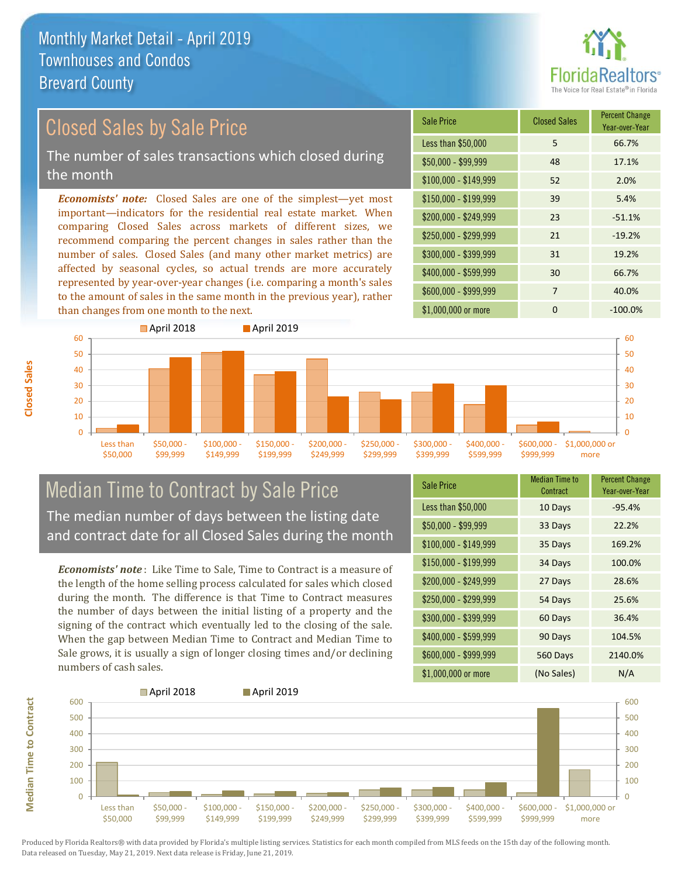# Monthly Market Detail - April 2019
## Townhouses and Condos
## Brevard County

## Closed Sales by Sale Price

The number of sales transactions which closed during the month

***Economists' note:*** Closed Sales are one of the simplest—yet most important—indicators for the residential real estate market. When comparing Closed Sales across markets of different sizes, we recommend comparing the percent changes in sales rather than the number of sales. Closed Sales (and many other market metrics) are affected by seasonal cycles, so actual trends are more accurately represented by year-over-year changes (i.e. comparing a month's sales to the amount of sales in the same month in the previous year), rather than changes from one month to the next.

| Sale Price | Closed Sales | Percent Change Year-over-Year |
|---|---|---|
| Less than $50,000 | 5 | 66.7% |
| $50,000 - $99,999 | 48 | 17.1% |
| $100,000 - $149,999 | 52 | 2.0% |
| $150,000 - $199,999 | 39 | 5.4% |
| $200,000 - $249,999 | 23 | -51.1% |
| $250,000 - $299,999 | 21 | -19.2% |
| $300,000 - $399,999 | 31 | 19.2% |
| $400,000 - $599,999 | 30 | 66.7% |
| $600,000 - $999,999 | 7 | 40.0% |
| $1,000,000 or more | 0 | -100.0% |

## Median Time to Contract by Sale Price

The median number of days between the listing date and contract date for all Closed Sales during the month

***Economists' note*** : Like Time to Sale, Time to Contract is a measure of the length of the home selling process calculated for sales which closed during the month. The difference is that Time to Contract measures the number of days between the initial listing of a property and the signing of the contract which eventually led to the closing of the sale. When the gap between Median Time to Contract and Median Time to Sale grows, it is usually a sign of longer closing times and/or declining numbers of cash sales.

| Sale Price | Median Time to Contract | Percent Change Year-over-Year |
|---|---|---|
| Less than $50,000 | 10 Days | -95.4% |
| $50,000 - $99,999 | 33 Days | 22.2% |
| $100,000 - $149,999 | 35 Days | 169.2% |
| $150,000 - $199,999 | 34 Days | 100.0% |
| $200,000 - $249,999 | 27 Days | 28.6% |
| $250,000 - $299,999 | 54 Days | 25.6% |
| $300,000 - $399,999 | 60 Days | 36.4% |
| $400,000 - $599,999 | 90 Days | 104.5% |
| $600,000 - $999,999 | 560 Days | 2140.0% |
| $1,000,000 or more | (No Sales) | N/A |

Produced by Florida Realtors® with data provided by Florida's multiple listing services. Statistics for each month compiled from MLS feeds on the 15th day of the following month. Data released on Tuesday, May 21, 2019. Next data release is Friday, June 21, 2019.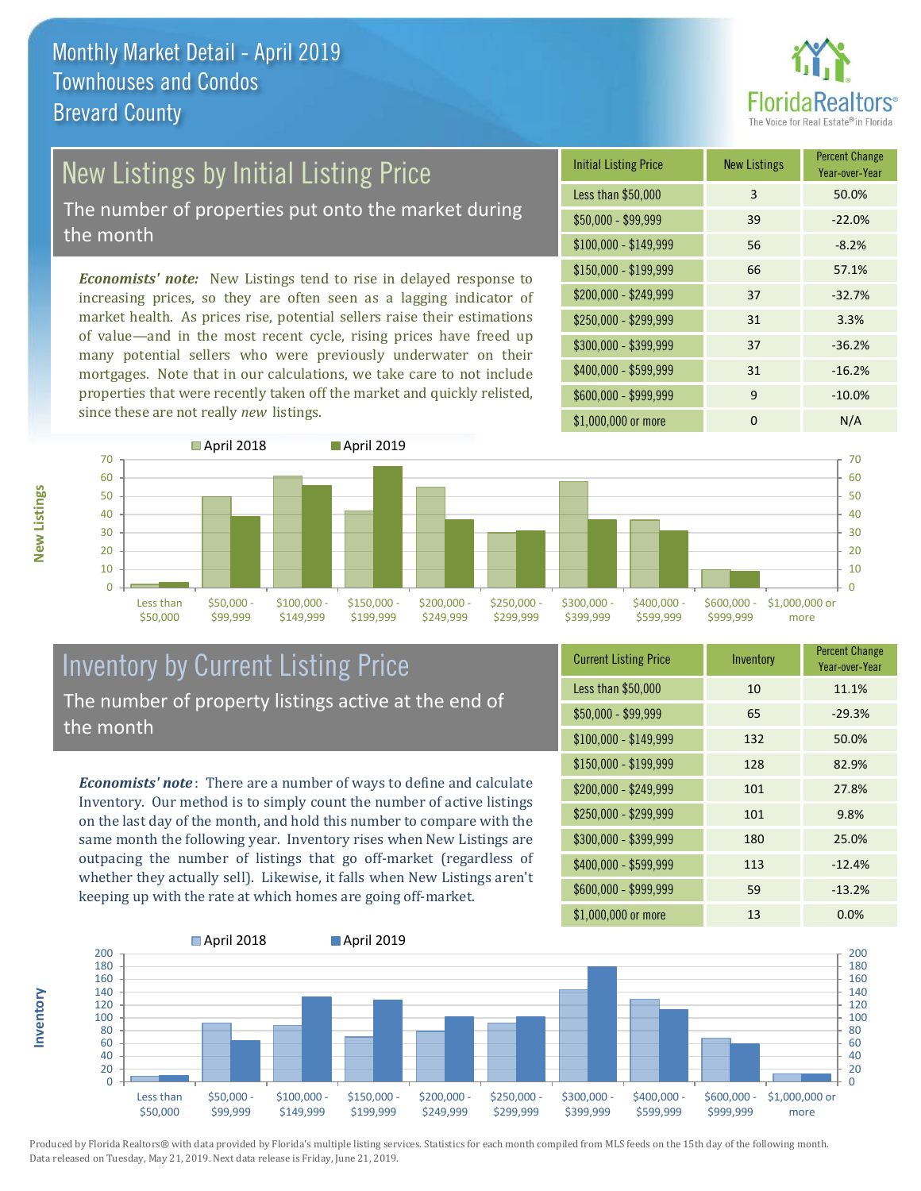# Monthly Market Detail - April 2019
## Townhouses and Condos
## Brevard County

## New Listings by Initial Listing Price

The number of properties put onto the market during the month

*Economists' note:* New Listings tend to rise in delayed response to increasing prices, so they are often seen as a lagging indicator of market health. As prices rise, potential sellers raise their estimations of value—and in the most recent cycle, rising prices have freed up many potential sellers who were previously underwater on their mortgages. Note that in our calculations, we take care to not include properties that were recently taken off the market and quickly relisted, since these are not really *new* listings.

| Initial Listing Price | New Listings | Percent Change Year-over-Year |
|---|---|---|
| Less than $50,000 | 3 | 50.0% |
| $50,000 - $99,999 | 39 | -22.0% |
| $100,000 - $149,999 | 56 | -8.2% |
| $150,000 - $199,999 | 66 | 57.1% |
| $200,000 - $249,999 | 37 | -32.7% |
| $250,000 - $299,999 | 31 | 3.3% |
| $300,000 - $399,999 | 37 | -36.2% |
| $400,000 - $599,999 | 31 | -16.2% |
| $600,000 - $999,999 | 9 | -10.0% |
| $1,000,000 or more | 0 | N/A |

## Inventory by Current Listing Price

The number of property listings active at the end of the month

*Economists' note*: There are a number of ways to define and calculate Inventory. Our method is to simply count the number of active listings on the last day of the month, and hold this number to compare with the same month the following year. Inventory rises when New Listings are outpacing the number of listings that go off-market (regardless of whether they actually sell). Likewise, it falls when New Listings aren't keeping up with the rate at which homes are going off-market.

| Current Listing Price | Inventory | Percent Change Year-over-Year |
|---|---|---|
| Less than $50,000 | 10 | 11.1% |
| $50,000 - $99,999 | 65 | -29.3% |
| $100,000 - $149,999 | 132 | 50.0% |
| $150,000 - $199,999 | 128 | 82.9% |
| $200,000 - $249,999 | 101 | 27.8% |
| $250,000 - $299,999 | 101 | 9.8% |
| $300,000 - $399,999 | 180 | 25.0% |
| $400,000 - $599,999 | 113 | -12.4% |
| $600,000 - $999,999 | 59 | -13.2% |
| $1,000,000 or more | 13 | 0.0% |

Produced by Florida Realtors® with data provided by Florida's multiple listing services. Statistics for each month compiled from MLS feeds on the 15th day of the following month. Data released on Tuesday, May 21, 2019. Next data release is Friday, June 21, 2019.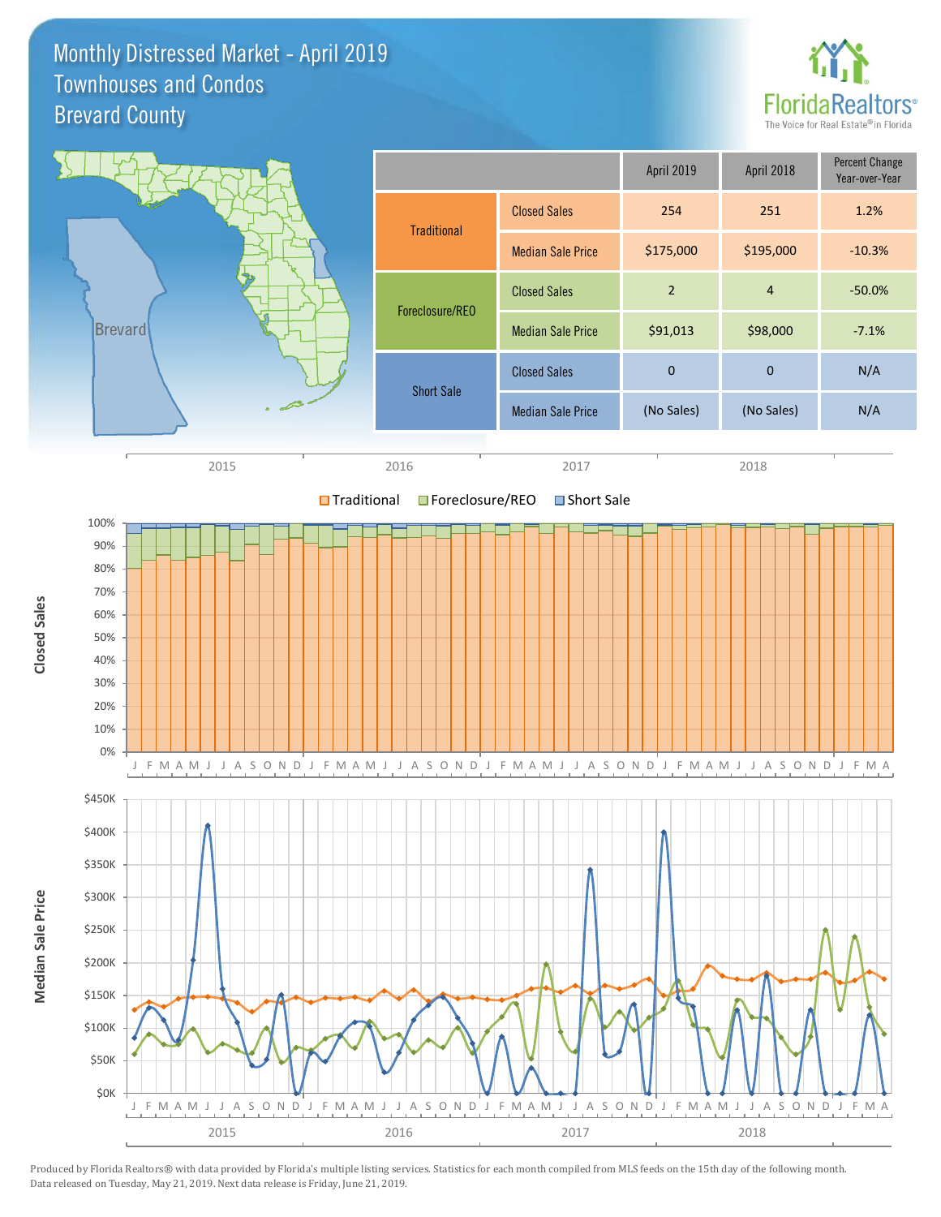# Monthly Distressed Market - April 2019
## Townhouses and Condos
## Brevard County

FloridaRealtors®
The Voice for Real Estate® in Florida

Brevard

| | | April 2019 | April 2018 | Percent Change Year-over-Year |
|---|---|---|---|---|
| Traditional | Closed Sales | 254 | 251 | 1.2% |
| | Median Sale Price | $175,000 | $195,000 | -10.3% |
| Foreclosure/REO | Closed Sales | 2 | 4 | -50.0% |
| | Median Sale Price | $91,013 | $98,000 | -7.1% |
| Short Sale | Closed Sales | 0 | 0 | N/A |
| | Median Sale Price | (No Sales) | (No Sales) | N/A |

2015 2016 2017 2018

Traditional Foreclosure/REO Short Sale

Closed Sales

100% 90% 80% 70% 60% 50% 40% 30% 20% 10% 0%

J F M A M J J A S O N D J F M A M J J A S O N D J F M A M J J A S O N D J F M A M J J A S O N D J F M A

Median Sale Price

$450K $400K $350K $300K $250K $200K $150K $100K $50K $0K

J F M A M J J A S O N D J F M A M J J A S O N D J F M A M J J A S O N D J F M A M J J A S O N D J F M A

2015 2016 2017 2018

Produced by Florida Realtors® with data provided by Florida's multiple listing services. Statistics for each month compiled from MLS feeds on the 15th day of the following month. Data released on Tuesday, May 21, 2019. Next data release is Friday, June 21, 2019.